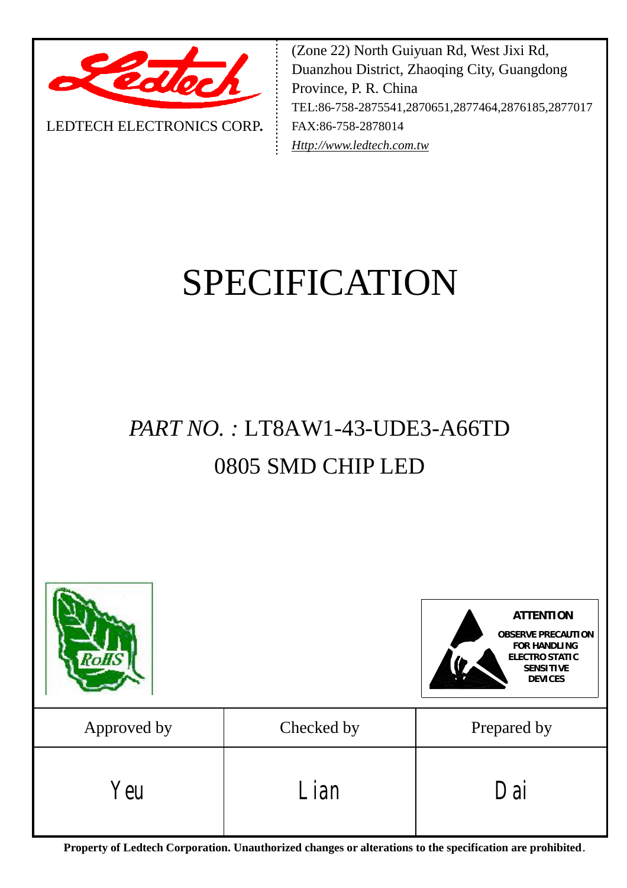LEDTECH ELECTRONICS CORP.

(Zone 22) North Guiyuan Rd, West Jixi Rd, Duanzhou District, Zhaoqing City, Guangdong Province, P. R. China
TEL:86-758-2875541,2870651,2877464,2876185,2877017
FAX:86-758-2878014
Http://www.ledtech.com.tw

# SPECIFICATION

## *PART NO. :* LT8AW1-43-UDE3-A66TD

## 0805 SMD CHIP LED

**ATTENTION**

**OBSERVE PRECAUTION FOR HANDLING ELECTROSTATIC SENSITIVE DEVICES**

| Approved by | Checked by | Prepared by |
| --- | --- | --- |
| Yeu | Lian | Dai |

**Property of Ledtech Corporation. Unauthorized changes or alterations to the specification are prohibited**.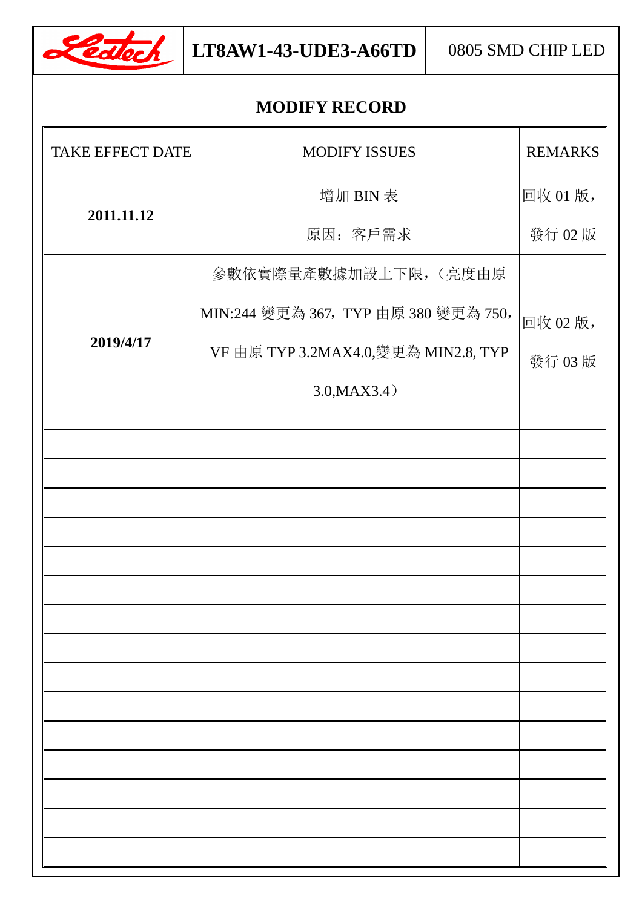# MODIFY RECORD

| TAKE EFFECT DATE | MODIFY ISSUES | REMARKS |
|---|---|---|
| **2011.11.12** | 增加 BIN 表<br>原因：客戶需求 | 回收 01 版，<br>發行 02 版 |
| **2019/4/17** | 參數依實際量產數據加設上下限，（亮度由原 MIN:244 變更為 367，TYP 由原 380 變更為 750，VF 由原 TYP 3.2MAX4.0,變更為 MIN2.8, TYP 3.0,MAX3.4） | 回收 02 版，<br>發行 03 版 |
| | | |
| | | |
| | | |
| | | |
| | | |
| | | |
| | | |
| | | |
| | | |
| | | |
| | | |
| | | |
| | | |
| | | |
| | | |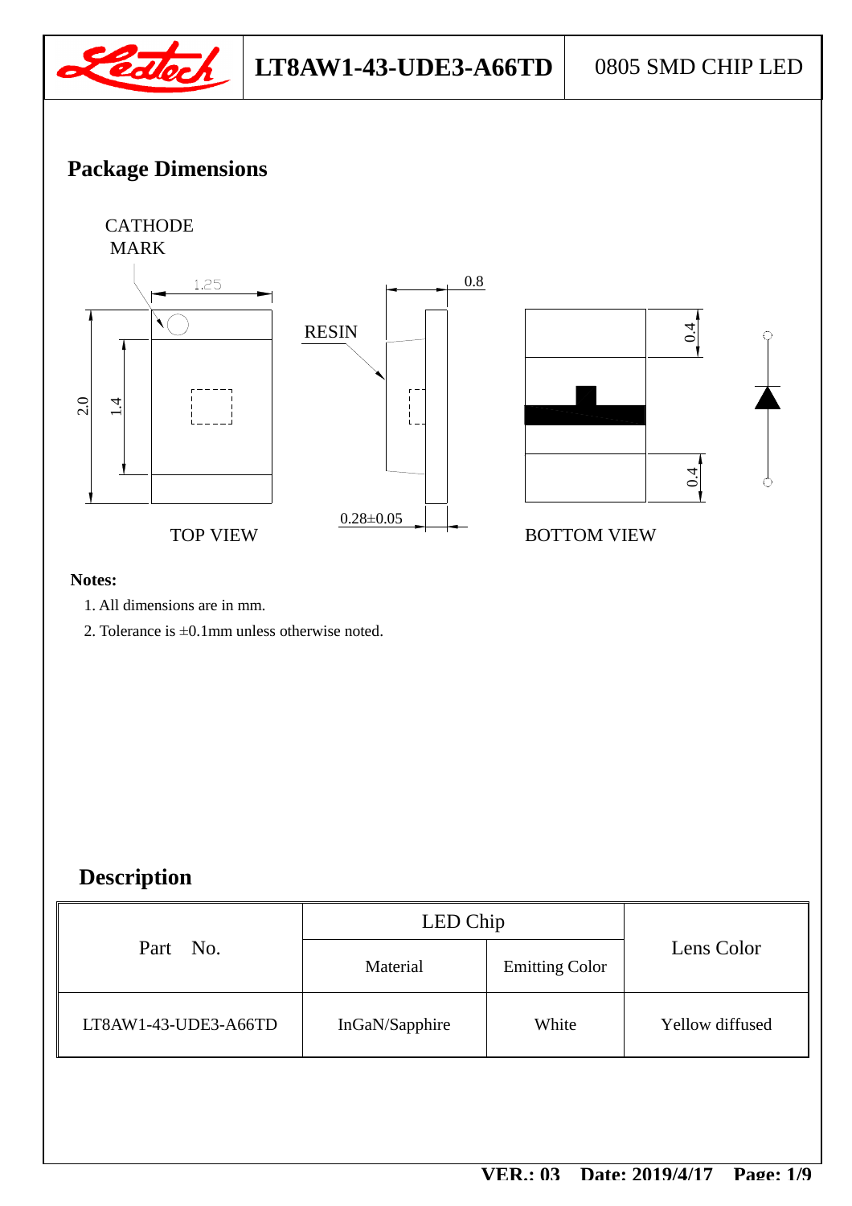## Package Dimensions

CATHODE MARK

1.25

0.8

RESIN

2.0

1.4

0.4

0.4

0.28±0.05

TOP VIEW

BOTTOM VIEW

**Notes:**

1. All dimensions are in mm.
2. Tolerance is ±0.1mm unless otherwise noted.

## Description

| Part No. | LED Chip | | Lens Color |
|---|---|---|---|
| | Material | Emitting Color | |
| LT8AW1-43-UDE3-A66TD | InGaN/Sapphire | White | Yellow diffused |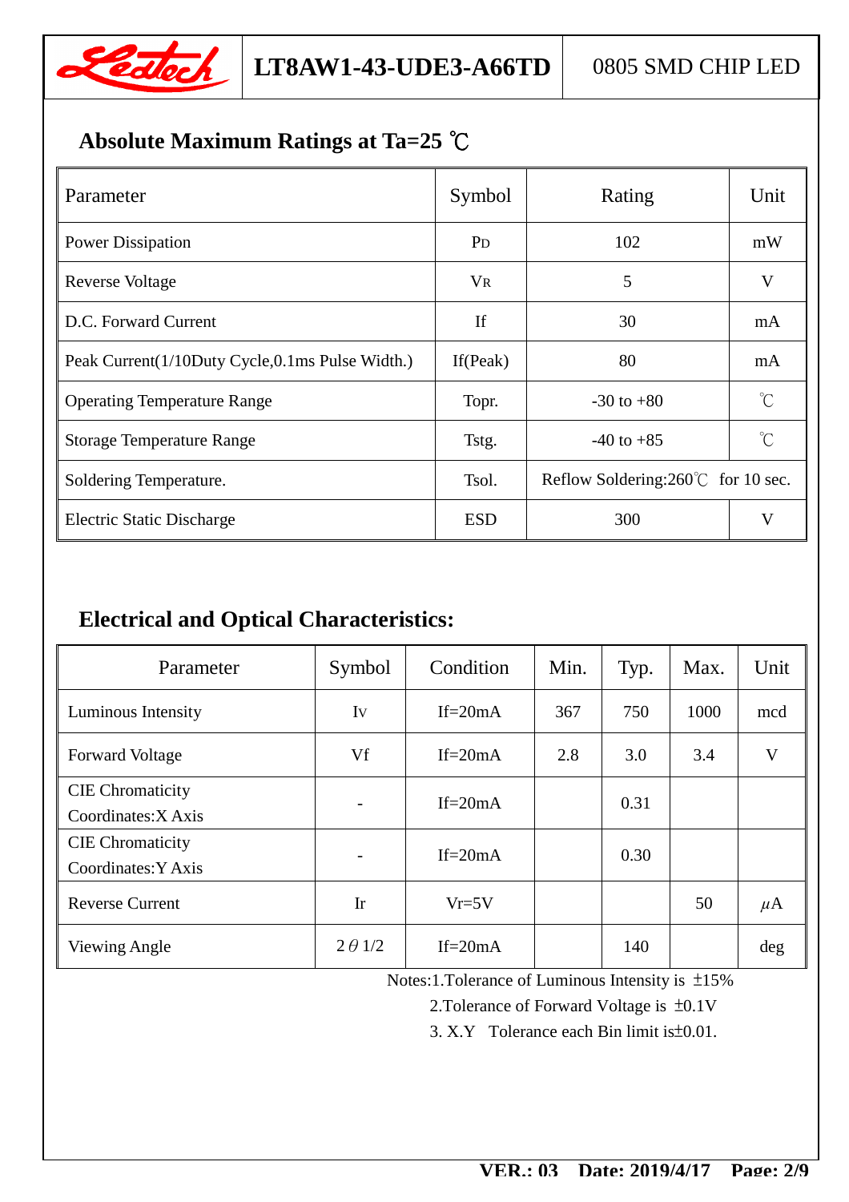## Absolute Maximum Ratings at Ta=25 ℃

| Parameter | Symbol | Rating | Unit |
|---|---|---|---|
| Power Dissipation | $P_D$ | 102 | mW |
| Reverse Voltage | $V_R$ | 5 | V |
| D.C. Forward Current | If | 30 | mA |
| Peak Current(1/10Duty Cycle,0.1ms Pulse Width.) | If(Peak) | 80 | mA |
| Operating Temperature Range | Topr. | -30 to +80 | ℃ |
| Storage Temperature Range | Tstg. | -40 to +85 | ℃ |
| Soldering Temperature. | Tsol. | Reflow Soldering:260℃ for 10 sec. | |
| Electric Static Discharge | ESD | 300 | V |

## Electrical and Optical Characteristics:

| Parameter | Symbol | Condition | Min. | Typ. | Max. | Unit |
|---|---|---|---|---|---|---|
| Luminous Intensity | $I_V$ | If=20mA | 367 | 750 | 1000 | mcd |
| Forward Voltage | Vf | If=20mA | 2.8 | 3.0 | 3.4 | V |
| CIE Chromaticity Coordinates:X Axis | - | If=20mA | | 0.31 | | |
| CIE Chromaticity Coordinates:Y Axis | - | If=20mA | | 0.30 | | |
| Reverse Current | Ir | Vr=5V | | | 50 | μA |
| Viewing Angle | $2\theta 1/2$ | If=20mA | | 140 | | deg |

Notes:1.Tolerance of Luminous Intensity is ±15%

2.Tolerance of Forward Voltage is ±0.1V

3. X.Y Tolerance each Bin limit is±0.01.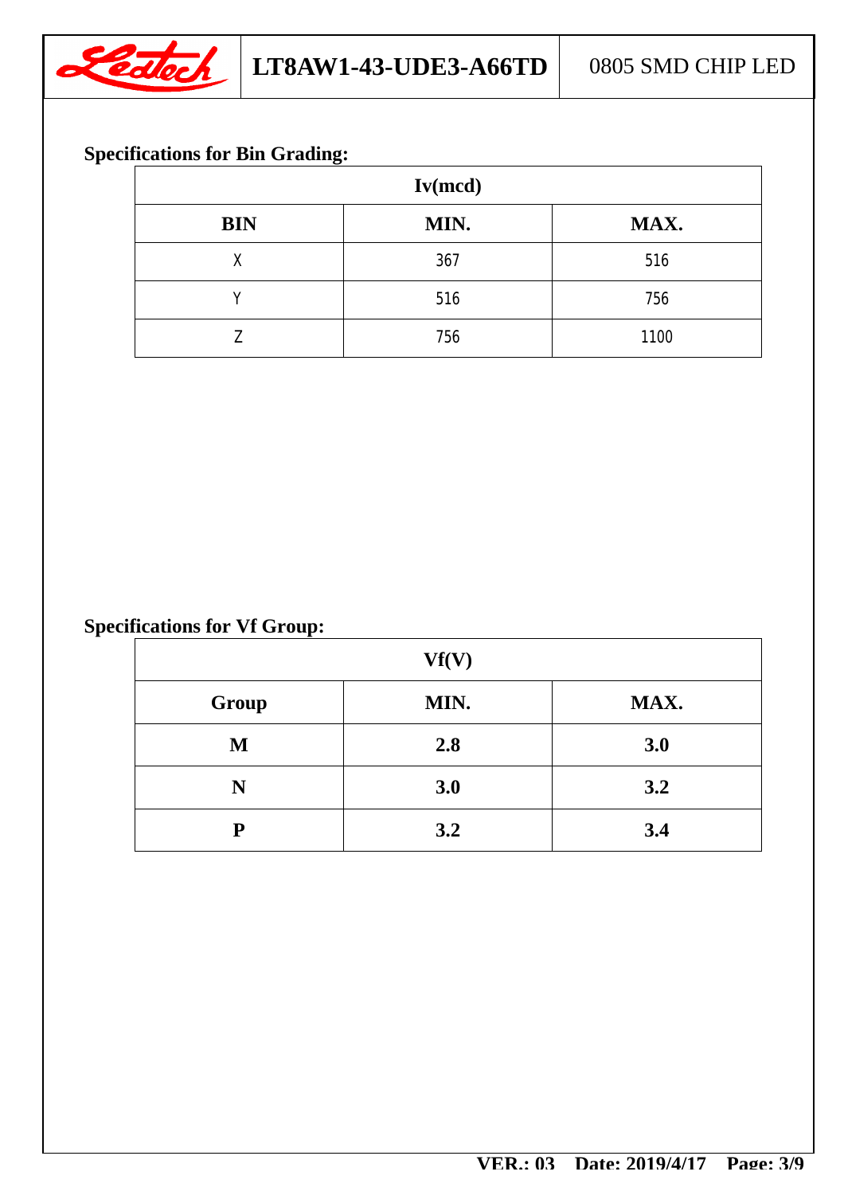## Specifications for Bin Grading:

| Iv(mcd) | | |
|---|---|---|
| **BIN** | **MIN.** | **MAX.** |
| X | 367 | 516 |
| Y | 516 | 756 |
| Z | 756 | 1100 |

## Specifications for Vf Group:

| Vf(V) | | |
|---|---|---|
| **Group** | **MIN.** | **MAX.** |
| **M** | **2.8** | **3.0** |
| **N** | **3.0** | **3.2** |
| **P** | **3.2** | **3.4** |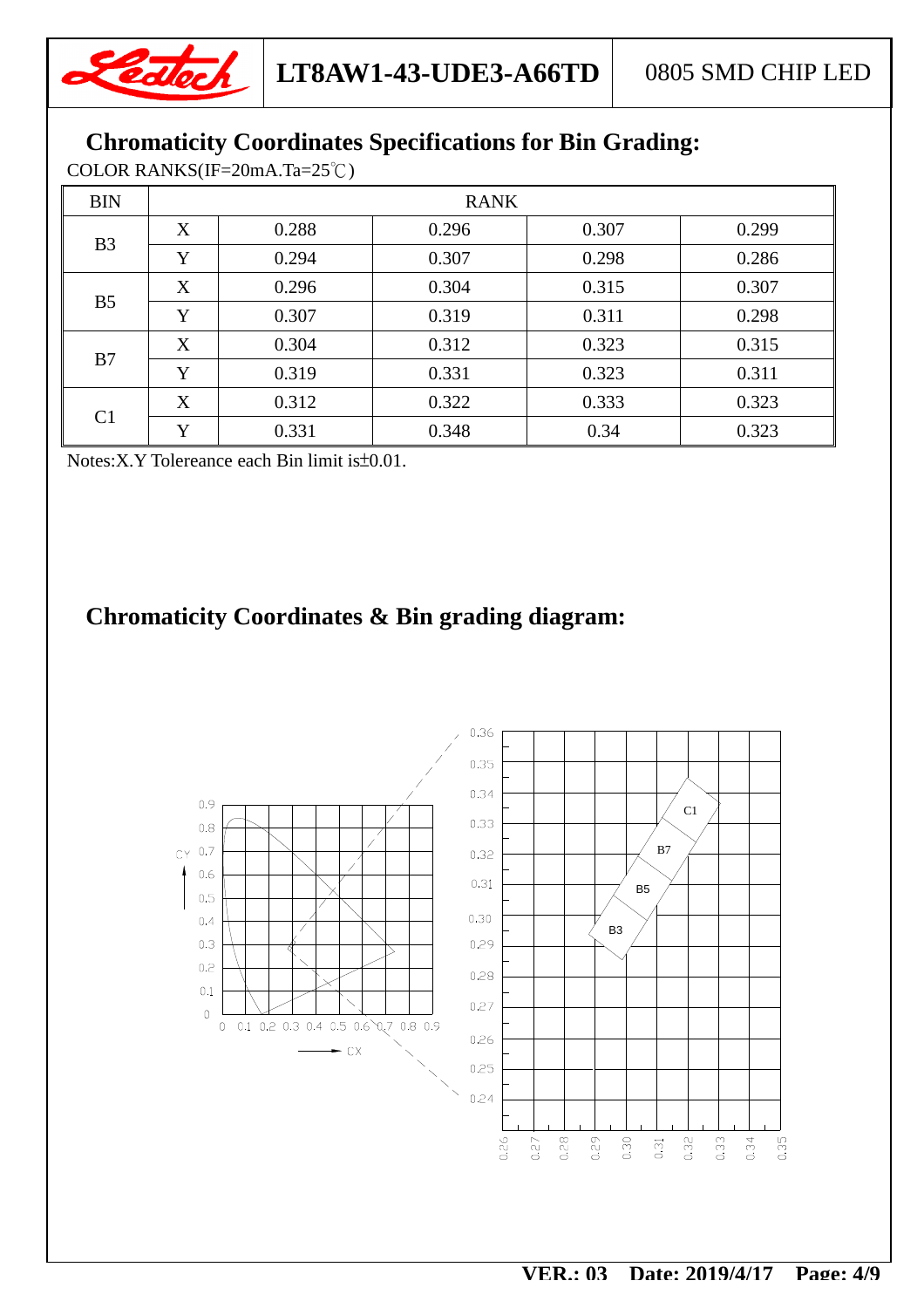## Chromaticity Coordinates Specifications for Bin Grading:

COLOR RANKS(IF=20mA.Ta=25℃)

| BIN | | RANK | | | |
|---|---|---|---|---|---|
| B3 | X | 0.288 | 0.296 | 0.307 | 0.299 |
| | Y | 0.294 | 0.307 | 0.298 | 0.286 |
| B5 | X | 0.296 | 0.304 | 0.315 | 0.307 |
| | Y | 0.307 | 0.319 | 0.311 | 0.298 |
| B7 | X | 0.304 | 0.312 | 0.323 | 0.315 |
| | Y | 0.319 | 0.331 | 0.323 | 0.311 |
| C1 | X | 0.312 | 0.322 | 0.333 | 0.323 |
| | Y | 0.331 | 0.348 | 0.34 | 0.323 |

Notes:X.Y Tolereance each Bin limit is±0.01.

## Chromaticity Coordinates & Bin grading diagram: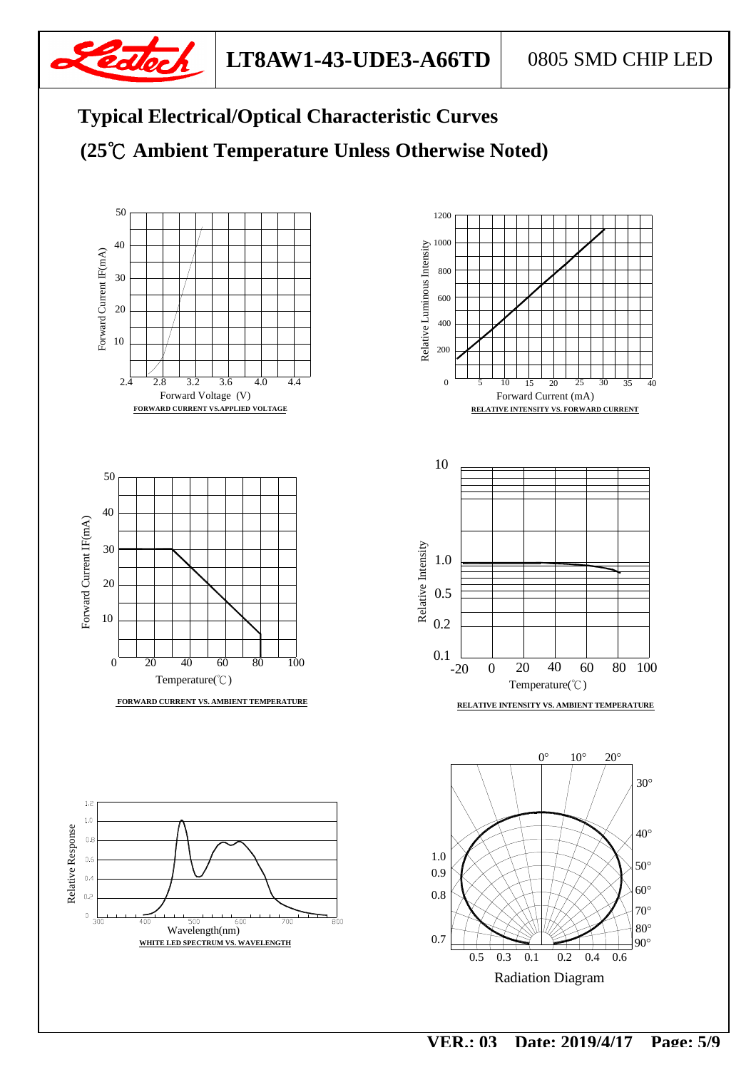## Typical Electrical/Optical Characteristic Curves

## (25℃ Ambient Temperature Unless Otherwise Noted)

Forward Current IF(mA) / Forward Voltage (V)

**FORWARD CURRENT VS.APPLIED VOLTAGE**

Relative Luminous Intensity / Forward Current (mA)

**RELATIVE INTENSITY VS. FORWARD CURRENT**

Forward Current IF(mA) / Temperature(℃)

**FORWARD CURRENT VS. AMBIENT TEMPERATURE**

Relative Intensity / Temperature(℃)

**RELATIVE INTENSITY VS. AMBIENT TEMPERATURE**

Relative Response / Wavelength(nm)

**WHITE LED SPECTRUM VS. WAVELENGTH**

Radiation Diagram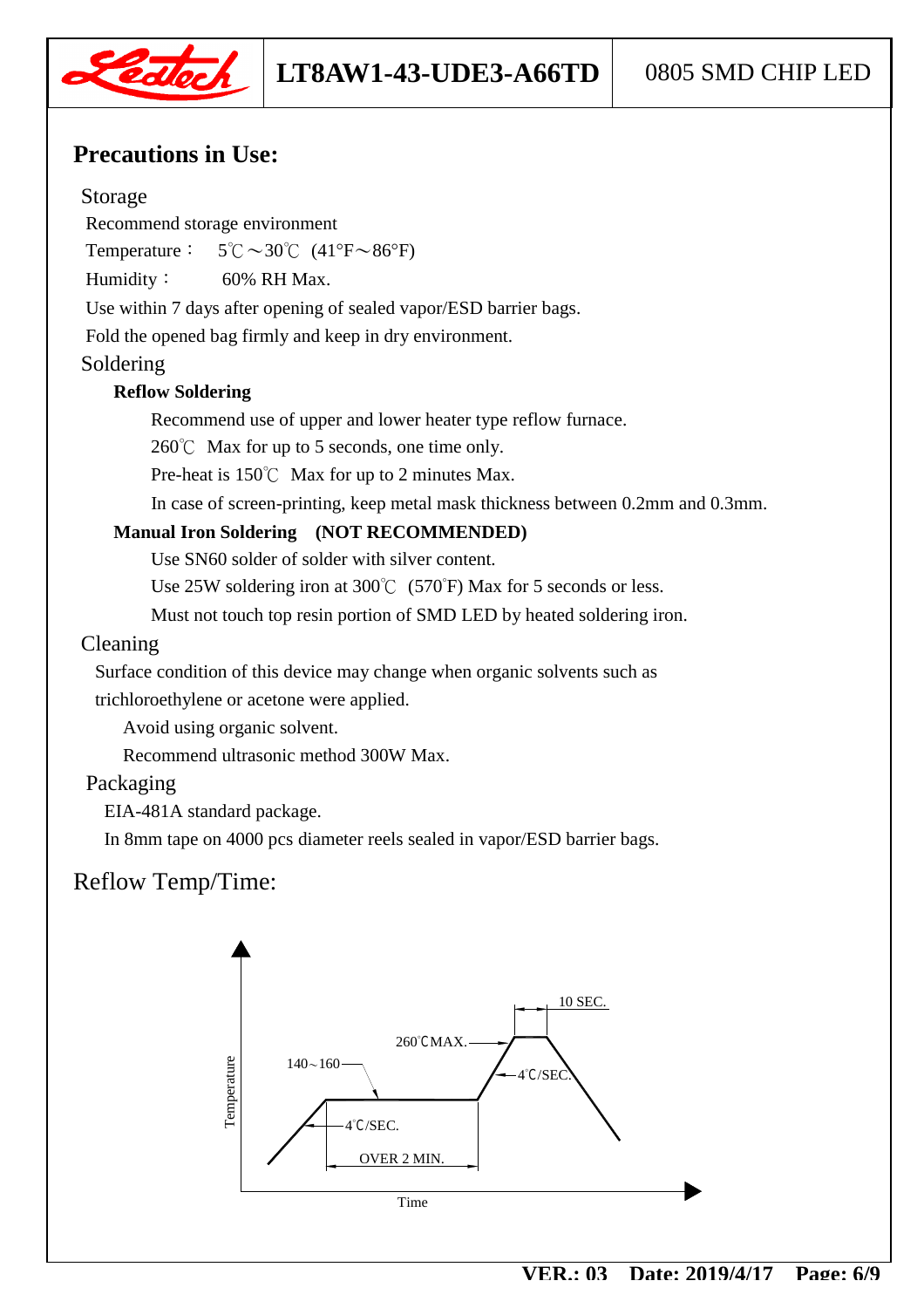# Precautions in Use:

## Storage

Recommend storage environment

Temperature： 5℃～30℃ (41°F～86°F)

Humidity： 60% RH Max.

Use within 7 days after opening of sealed vapor/ESD barrier bags.

Fold the opened bag firmly and keep in dry environment.

## Soldering

**Reflow Soldering**

Recommend use of upper and lower heater type reflow furnace.

260℃ Max for up to 5 seconds, one time only.

Pre-heat is 150℃ Max for up to 2 minutes Max.

In case of screen-printing, keep metal mask thickness between 0.2mm and 0.3mm.

**Manual Iron Soldering (NOT RECOMMENDED)**

Use SN60 solder of solder with silver content.

Use 25W soldering iron at 300℃ (570°F) Max for 5 seconds or less.

Must not touch top resin portion of SMD LED by heated soldering iron.

## Cleaning

Surface condition of this device may change when organic solvents such as trichloroethylene or acetone were applied.

Avoid using organic solvent.

Recommend ultrasonic method 300W Max.

## Packaging

EIA-481A standard package.

In 8mm tape on 4000 pcs diameter reels sealed in vapor/ESD barrier bags.

# Reflow Temp/Time:

Temperature

140～160

4℃/SEC.

OVER 2 MIN.

260℃MAX.

10 SEC.

4℃/SEC.

Time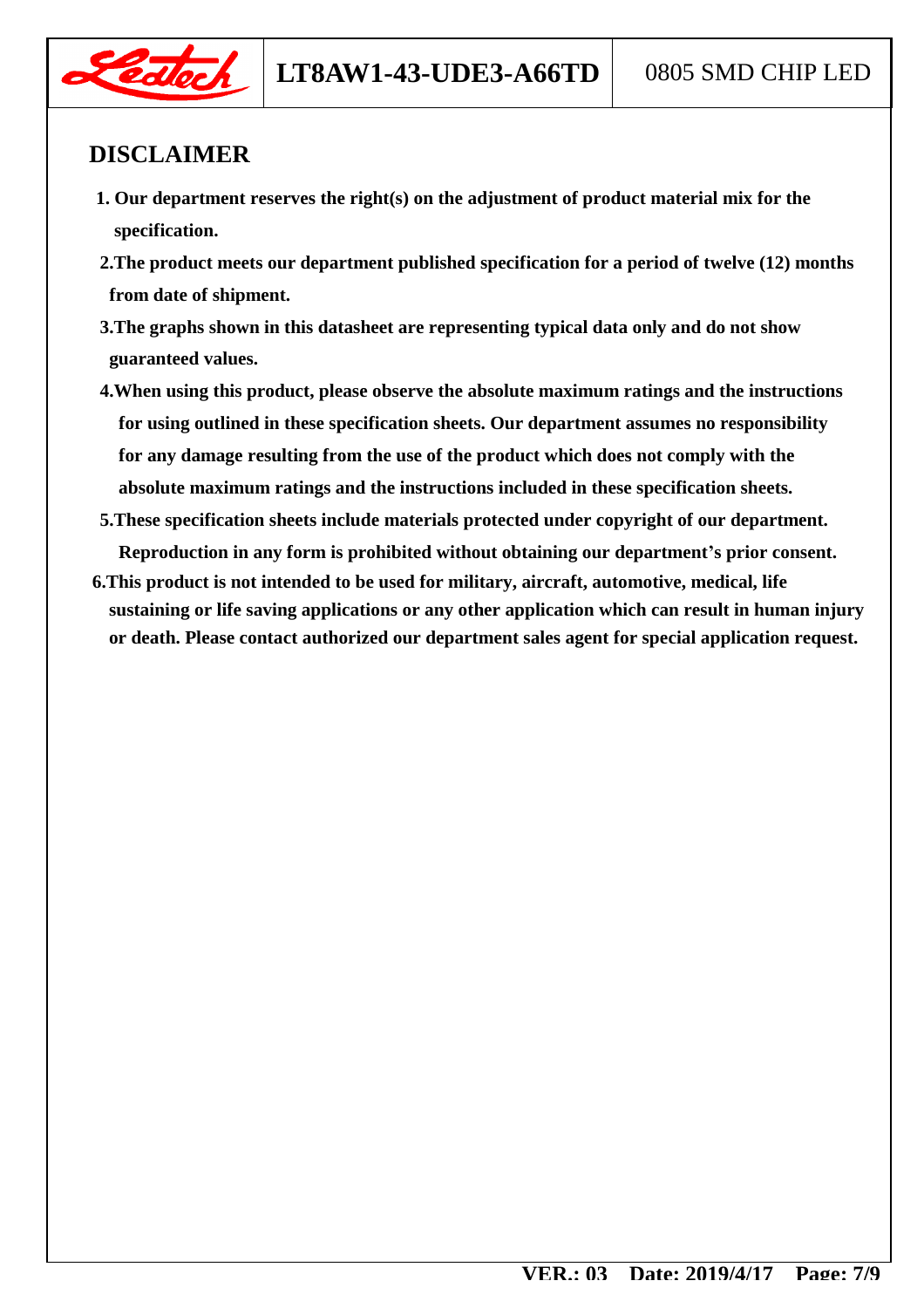## DISCLAIMER

1. **Our department reserves the right(s) on the adjustment of product material mix for the specification.**
2. **The product meets our department published specification for a period of twelve (12) months from date of shipment.**
3. **The graphs shown in this datasheet are representing typical data only and do not show guaranteed values.**
4. **When using this product, please observe the absolute maximum ratings and the instructions for using outlined in these specification sheets. Our department assumes no responsibility for any damage resulting from the use of the product which does not comply with the absolute maximum ratings and the instructions included in these specification sheets.**
5. **These specification sheets include materials protected under copyright of our department. Reproduction in any form is prohibited without obtaining our department's prior consent.**
6. **This product is not intended to be used for military, aircraft, automotive, medical, life sustaining or life saving applications or any other application which can result in human injury or death. Please contact authorized our department sales agent for special application request.**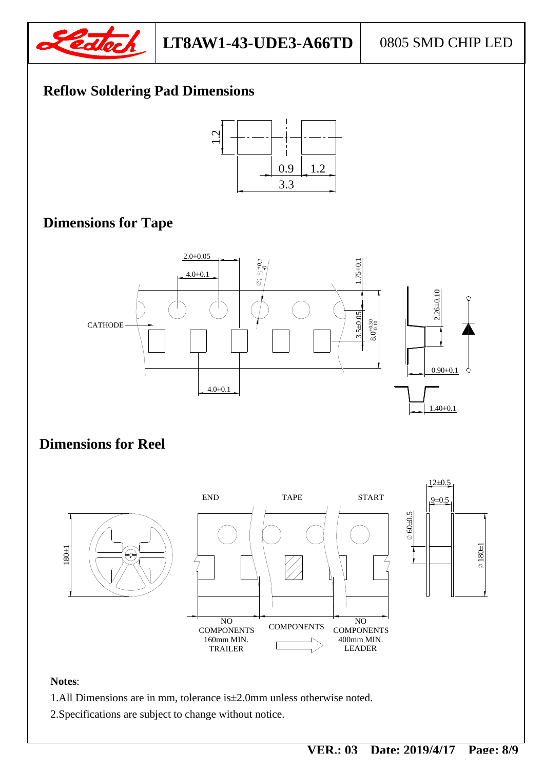## Reflow Soldering Pad Dimensions

1.2

0.9 1.2

3.3

## Dimensions for Tape

2.0±0.05

4.0±0.1

Ø1.5 +0.1 -0

1.75±0.1

CATHODE

3.5±0.05

$8.0^{+0.30}_{-0.10}$

2.26±0.10

0.90±0.1

4.0±0.1

1.40±0.1

## Dimensions for Reel

12±0.5

9±0.5

END TAPE START

180±1

Ø 60±0.5

Ø 180±1

NO COMPONENTS 160mm MIN. TRAILER

COMPONENTS

NO COMPONENTS 400mm MIN. LEADER

**Notes**:

1.All Dimensions are in mm, tolerance is±2.0mm unless otherwise noted.

2.Specifications are subject to change without notice.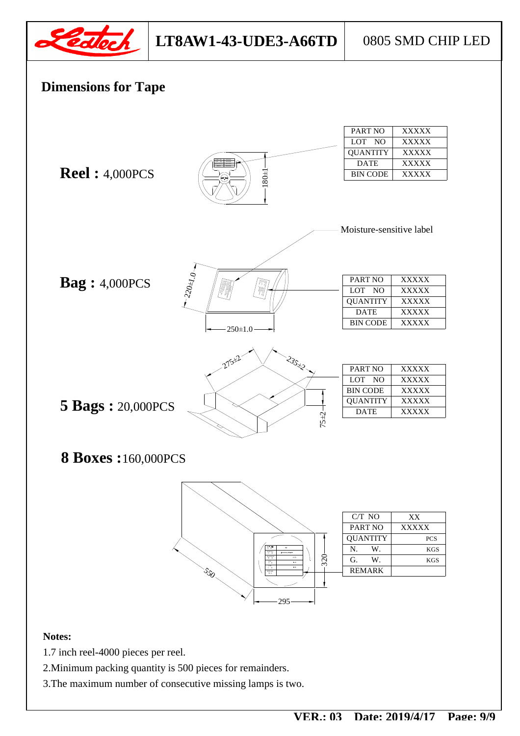LT8AW1-43-UDE3-A66TD | 0805 SMD CHIP LED

## Dimensions for Tape

**Reel :** 4,000PCS

180±1

| | |
|---|---|
| PART NO | XXXXX |
| LOT NO | XXXXX |
| QUANTITY | XXXXX |
| DATE | XXXXX |
| BIN CODE | XXXXX |

Moisture-sensitive label

**Bag :** 4,000PCS

220±1.0

250±1.0

| | |
|---|---|
| PART NO | XXXXX |
| LOT NO | XXXXX |
| QUANTITY | XXXXX |
| DATE | XXXXX |
| BIN CODE | XXXXX |

**5 Bags :** 20,000PCS

275±2

235±2

75±2

| | |
|---|---|
| PART NO | XXXXX |
| LOT NO | XXXXX |
| BIN CODE | XXXXX |
| QUANTITY | XXXXX |
| DATE | XXXXX |

**8 Boxes :**160,000PCS

550

320

295

| | |
|---|---|
| C/T NO | XX |
| PART NO | XXXXX |
| QUANTITY | PCS |
| N. W. | KGS |
| G. W. | KGS |
| REMARK | |

**Notes:**

1.7 inch reel-4000 pieces per reel.

2.Minimum packing quantity is 500 pieces for remainders.

3.The maximum number of consecutive missing lamps is two.

VER.: 03 Date: 2019/4/17